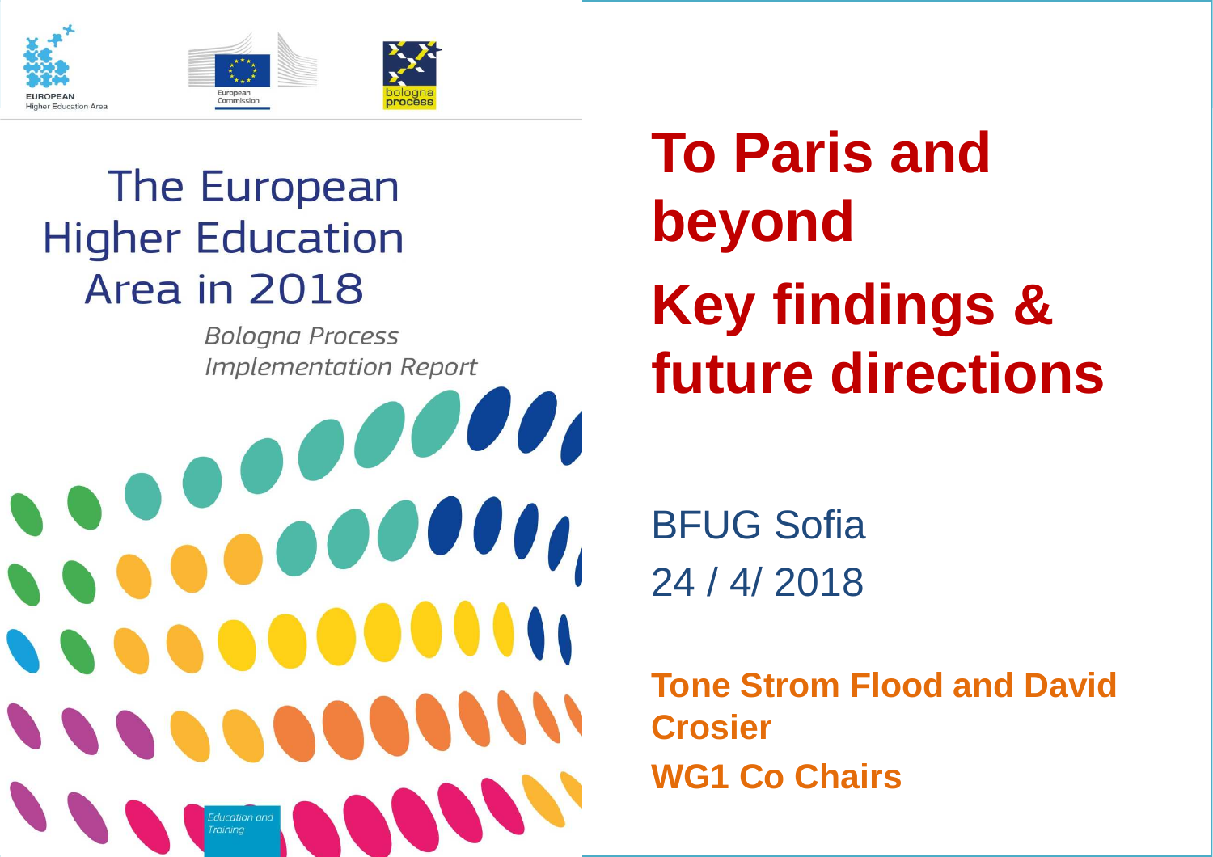EUROPEAN Higher Education Area

European Commission

bologna process

The European Higher Education Area in 2018

*Bologna Process Implementation Report*

*Education and Training*

# To Paris and beyond

# Key findings & future directions

BFUG Sofia

24 / 4/ 2018

**Tone Strom Flood and David Crosier**

**WG1 Co Chairs**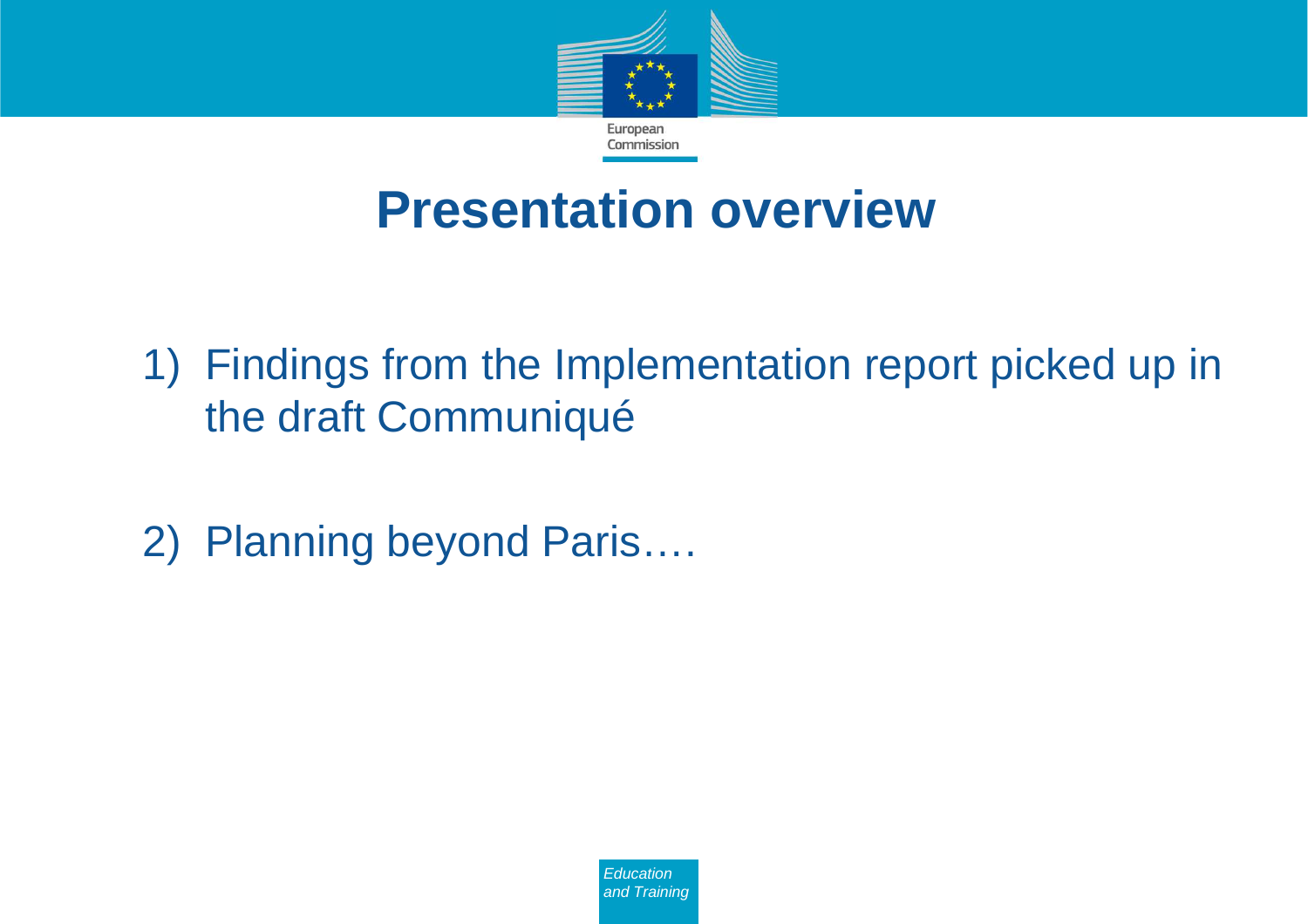# Presentation overview

1) Findings from the Implementation report picked up in the draft Communiqué

2) Planning beyond Paris….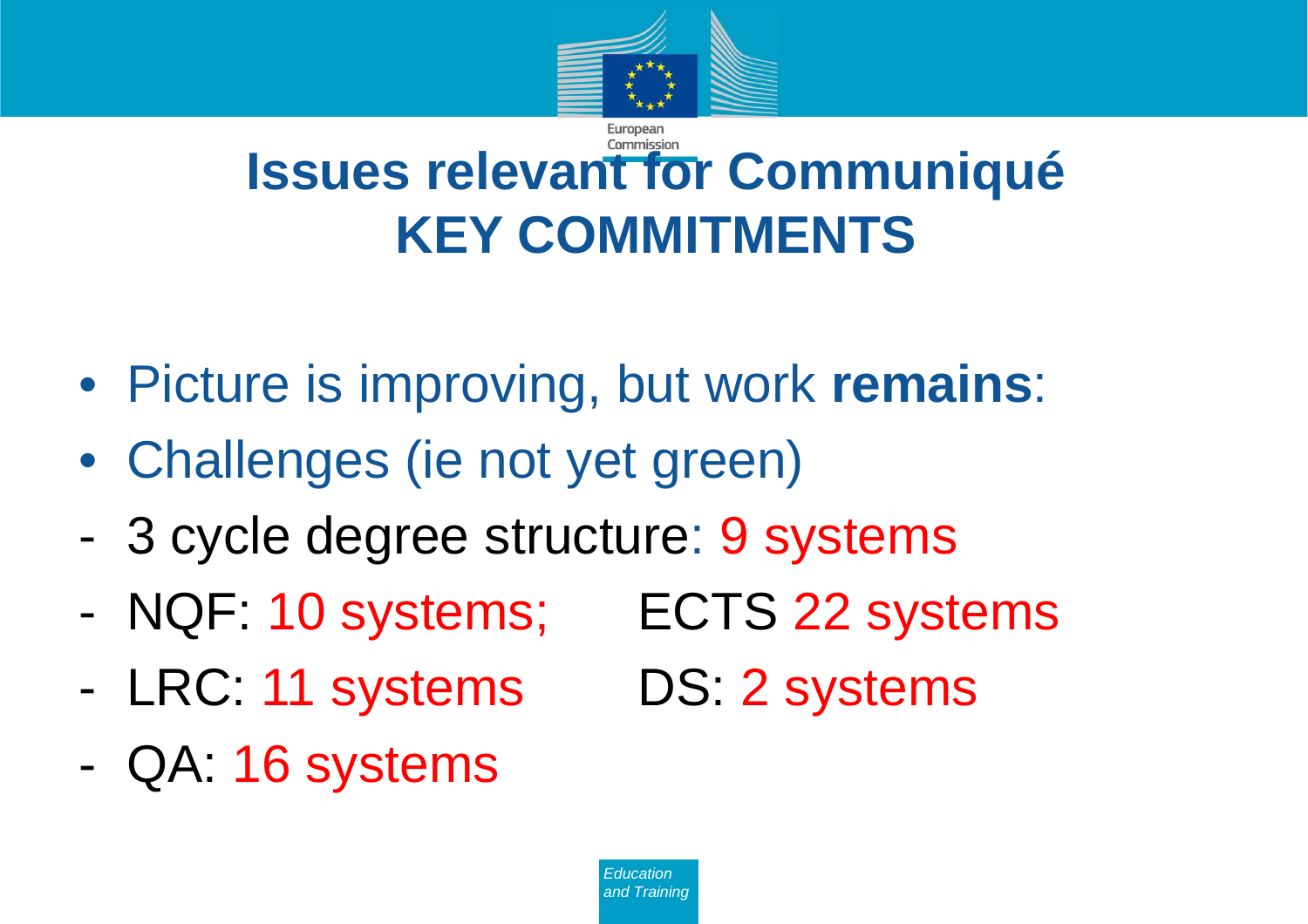# Issues relevant for Communiqué KEY COMMITMENTS

- Picture is improving, but work **remains**:
- Challenges (ie not yet green)

- 3 cycle degree structure: 9 systems
- NQF: 10 systems; ECTS 22 systems
- LRC: 11 systems DS: 2 systems
- QA: 16 systems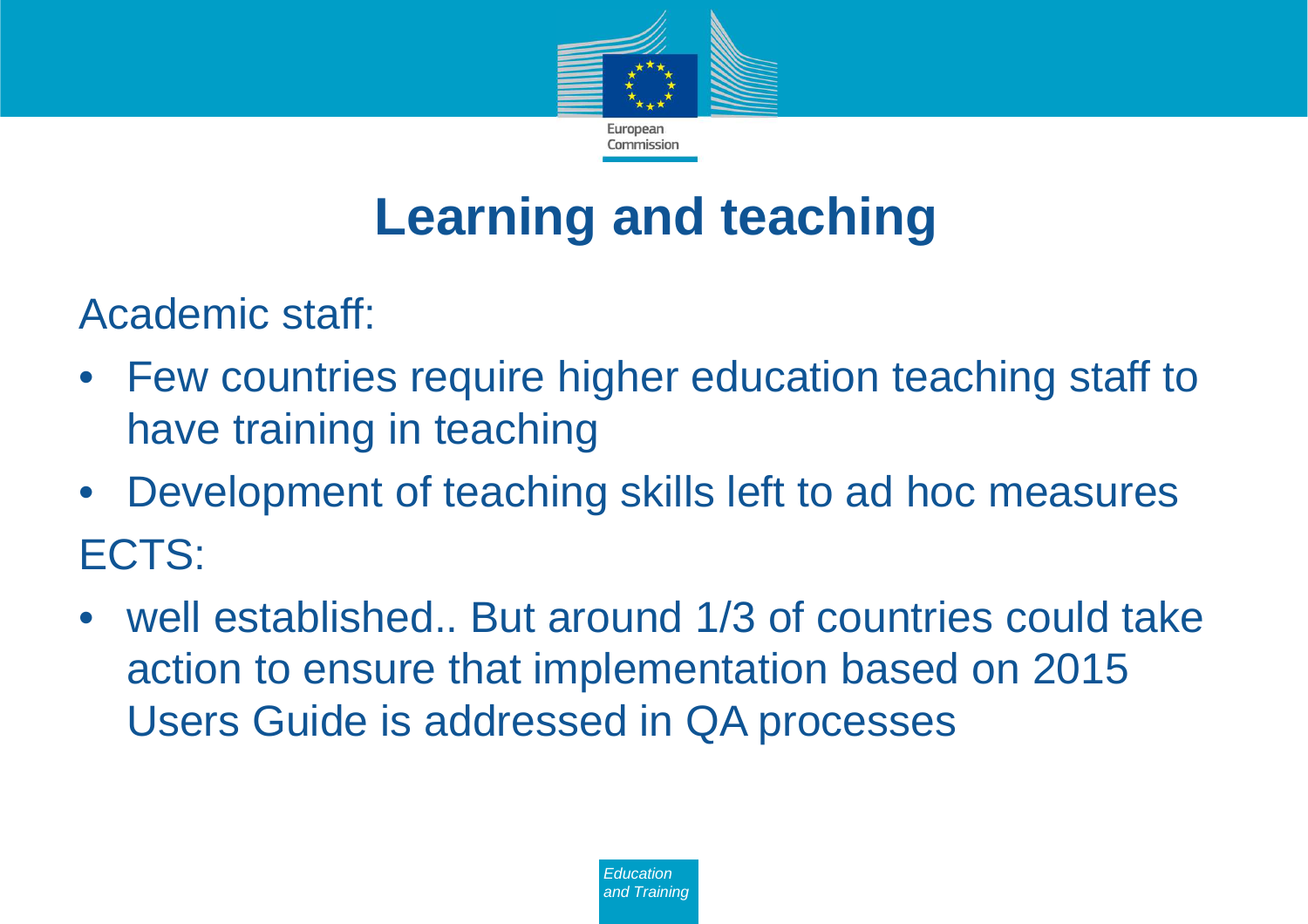# Learning and teaching

Academic staff:

- Few countries require higher education teaching staff to have training in teaching
- Development of teaching skills left to ad hoc measures

ECTS:

- well established.. But around 1/3 of countries could take action to ensure that implementation based on 2015 Users Guide is addressed in QA processes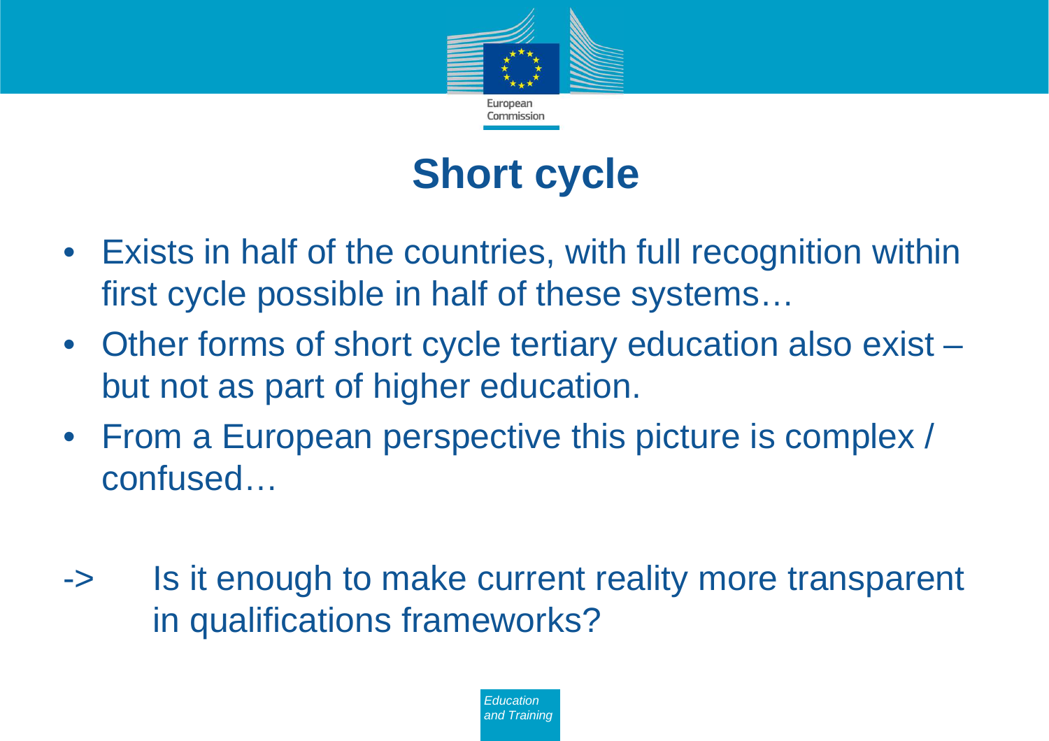# Short cycle

- Exists in half of the countries, with full recognition within first cycle possible in half of these systems…
- Other forms of short cycle tertiary education also exist – but not as part of higher education.
- From a European perspective this picture is complex / confused…

-> Is it enough to make current reality more transparent in qualifications frameworks?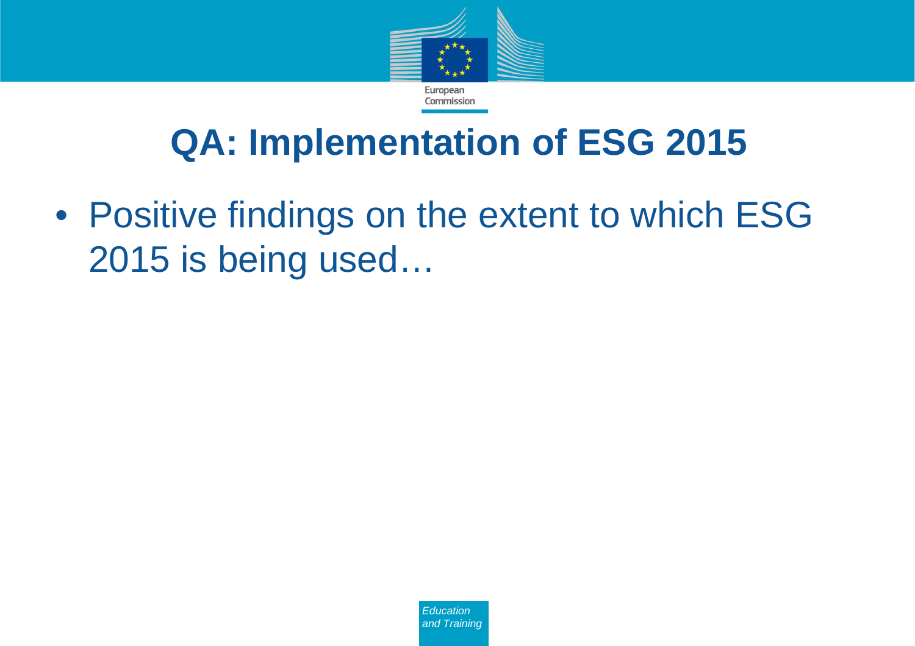# QA: Implementation of ESG 2015

- Positive findings on the extent to which ESG 2015 is being used…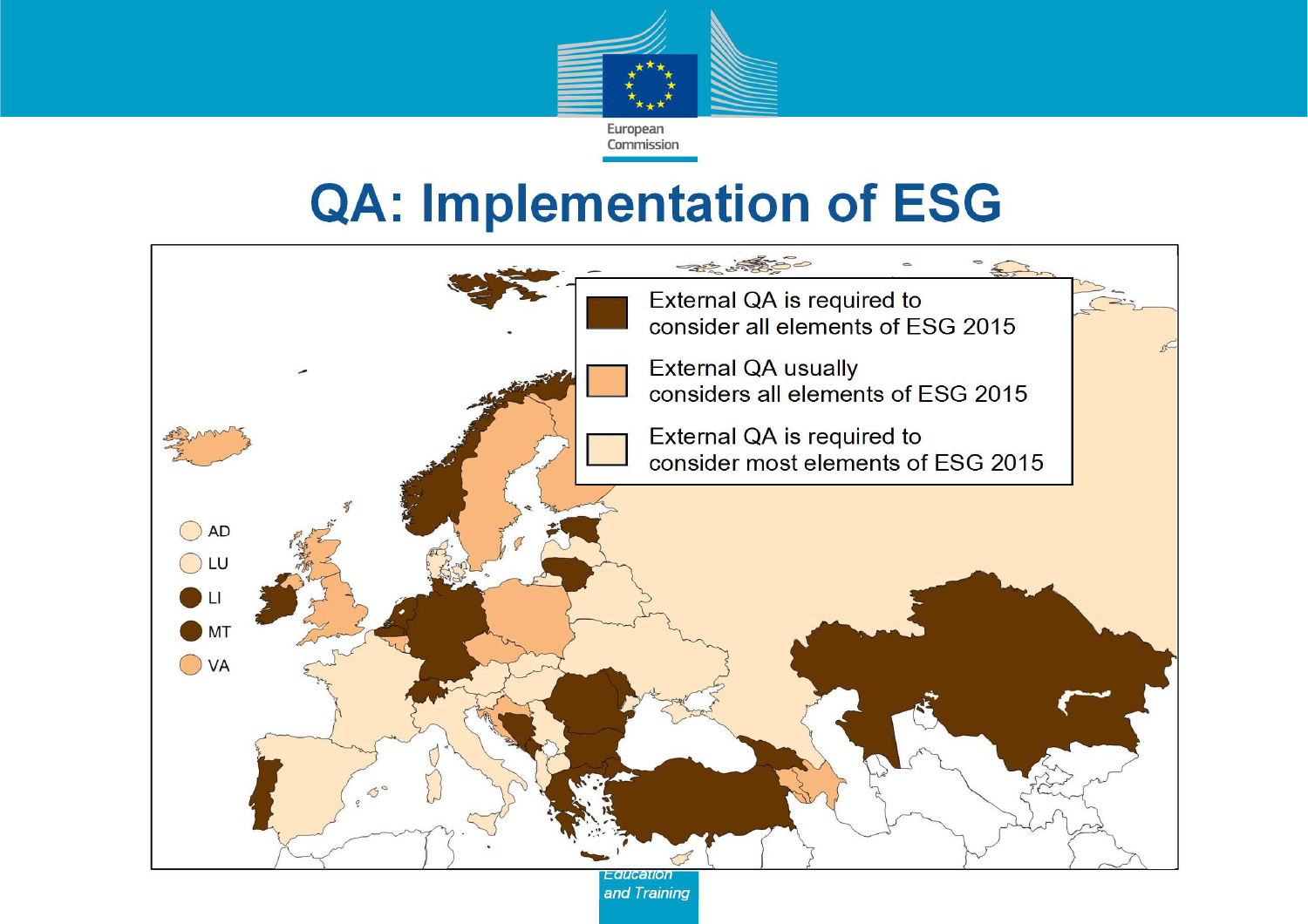# QA: Implementation of ESG

External QA is required to consider all elements of ESG 2015

External QA usually considers all elements of ESG 2015

External QA is required to consider most elements of ESG 2015

AD

LU

LI

MT

VA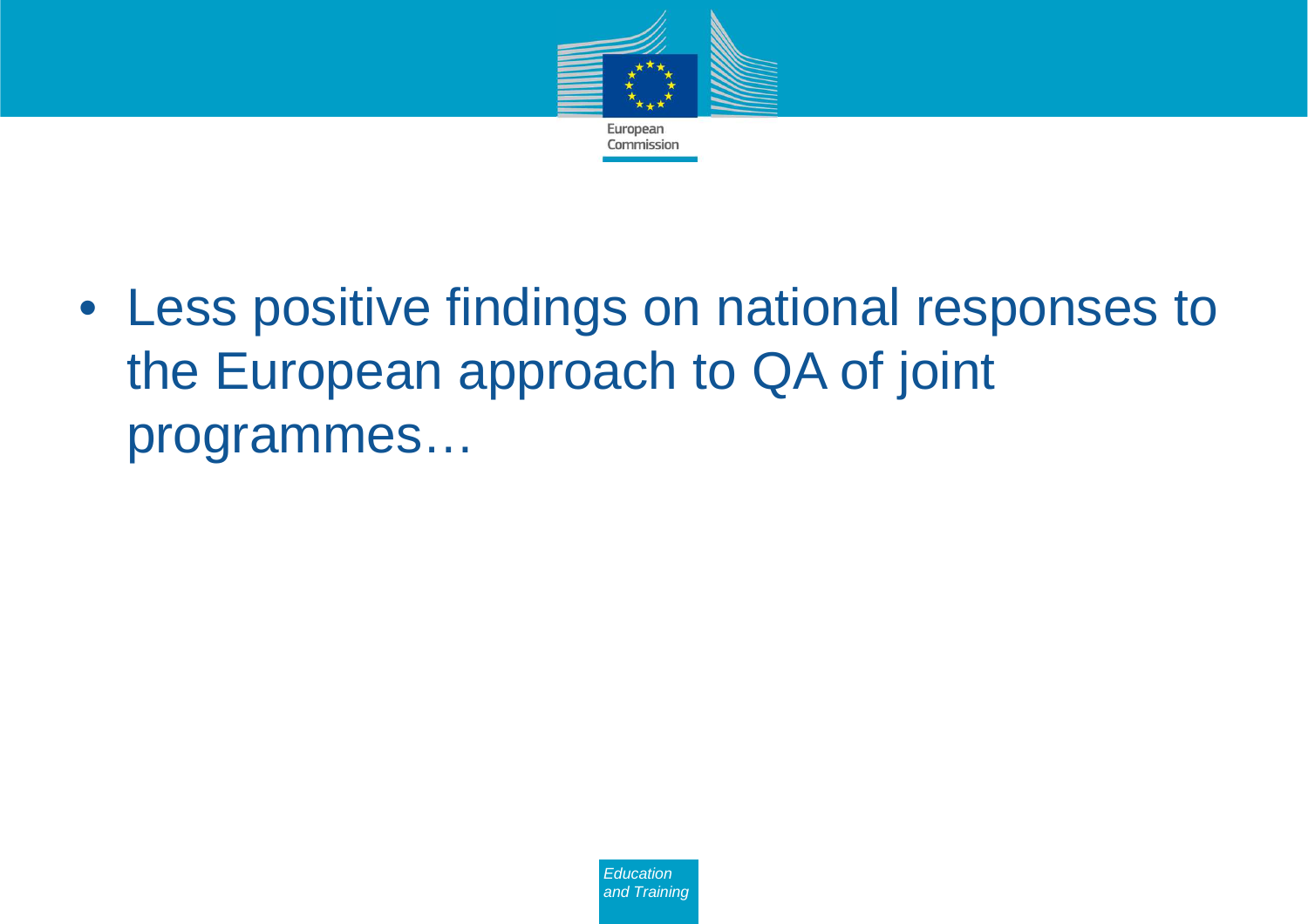- Less positive findings on national responses to the European approach to QA of joint programmes…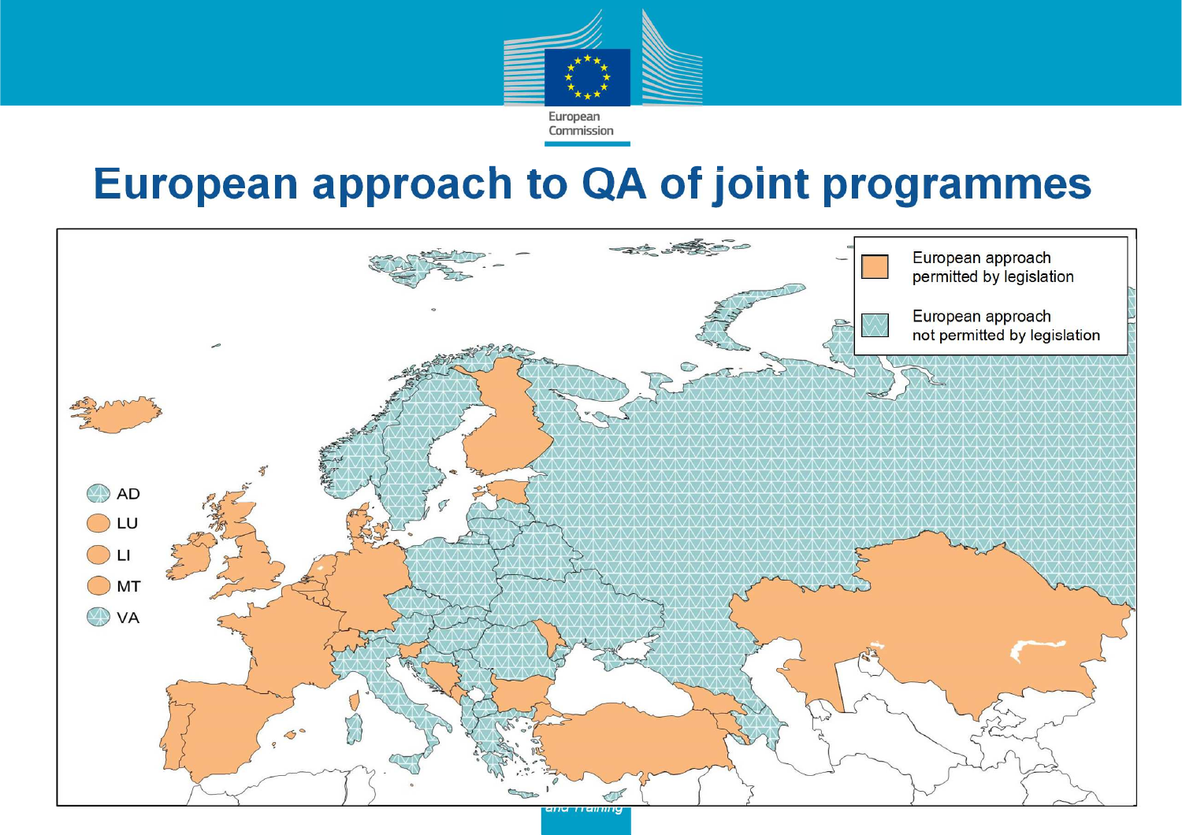# European approach to QA of joint programmes

European approach permitted by legislation

European approach not permitted by legislation

AD

LU

LI

MT

VA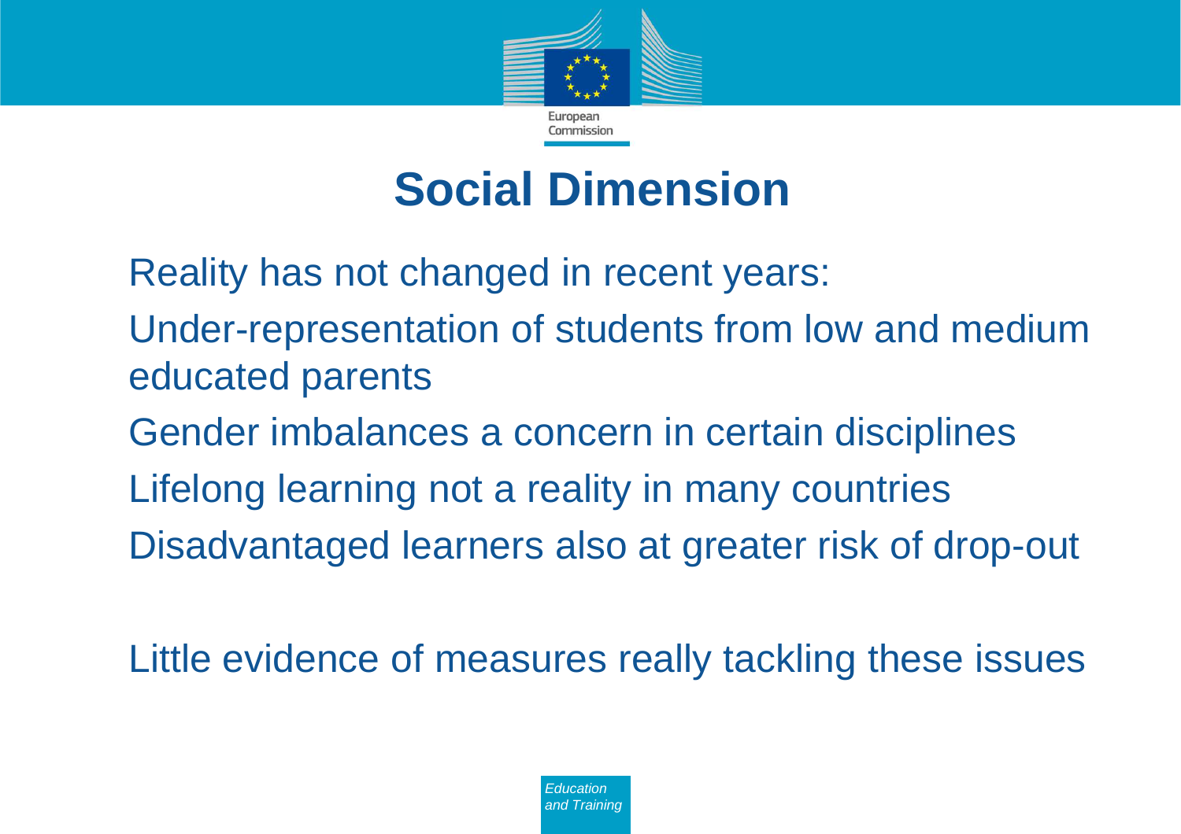# Social Dimension

Reality has not changed in recent years:

Under-representation of students from low and medium educated parents

Gender imbalances a concern in certain disciplines

Lifelong learning not a reality in many countries

Disadvantaged learners also at greater risk of drop-out

Little evidence of measures really tackling these issues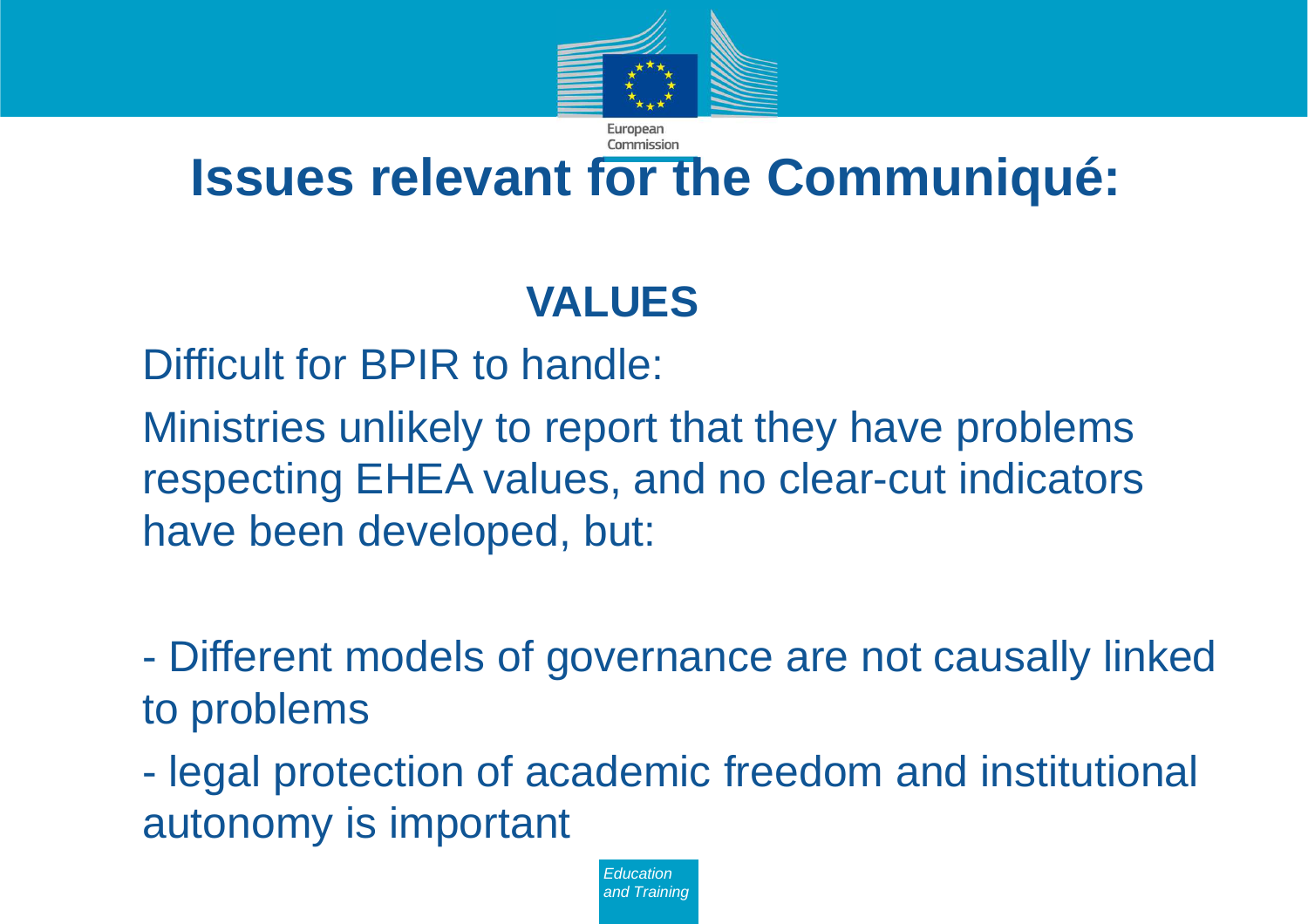# Issues relevant for the Communiqué:

## VALUES

Difficult for BPIR to handle:

Ministries unlikely to report that they have problems respecting EHEA values, and no clear-cut indicators have been developed, but:

- Different models of governance are not causally linked to problems
- legal protection of academic freedom and institutional autonomy is important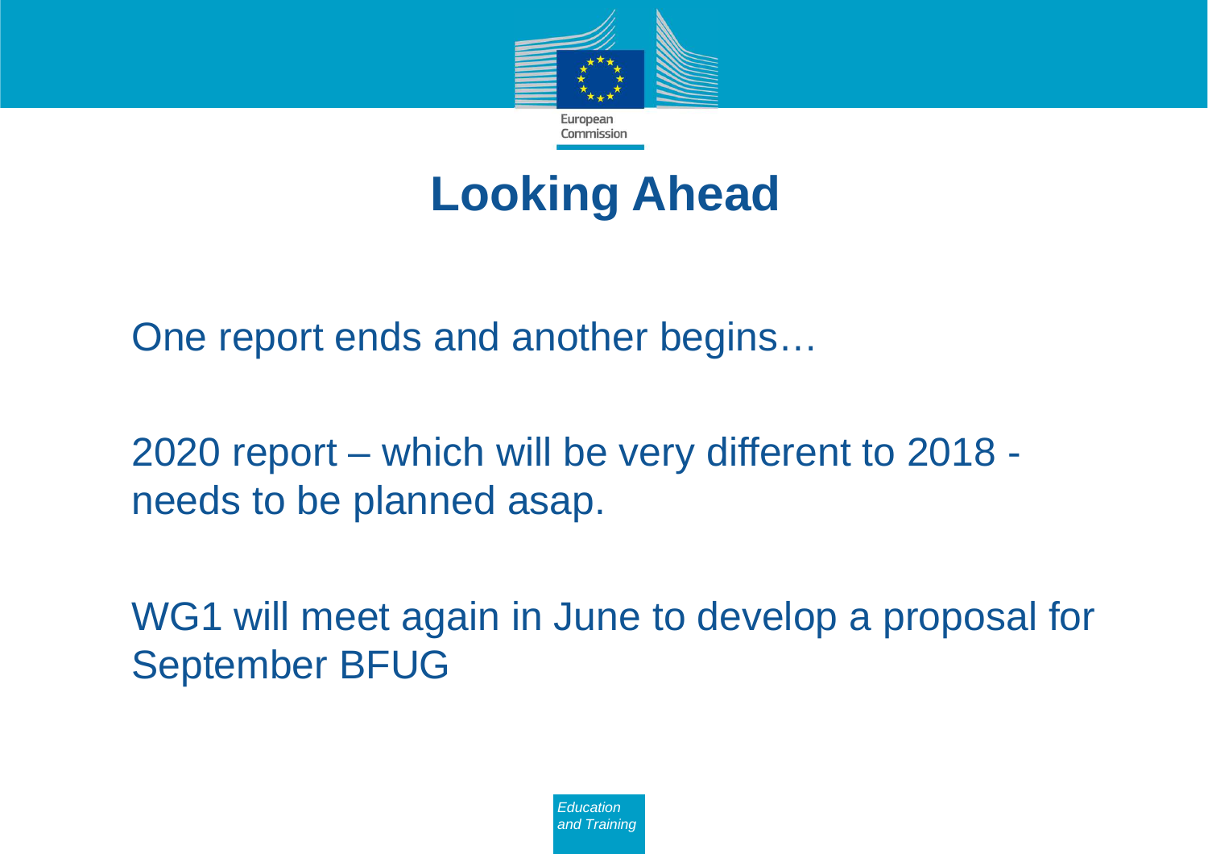# Looking Ahead

One report ends and another begins…

2020 report – which will be very different to 2018 - needs to be planned asap.

WG1 will meet again in June to develop a proposal for September BFUG